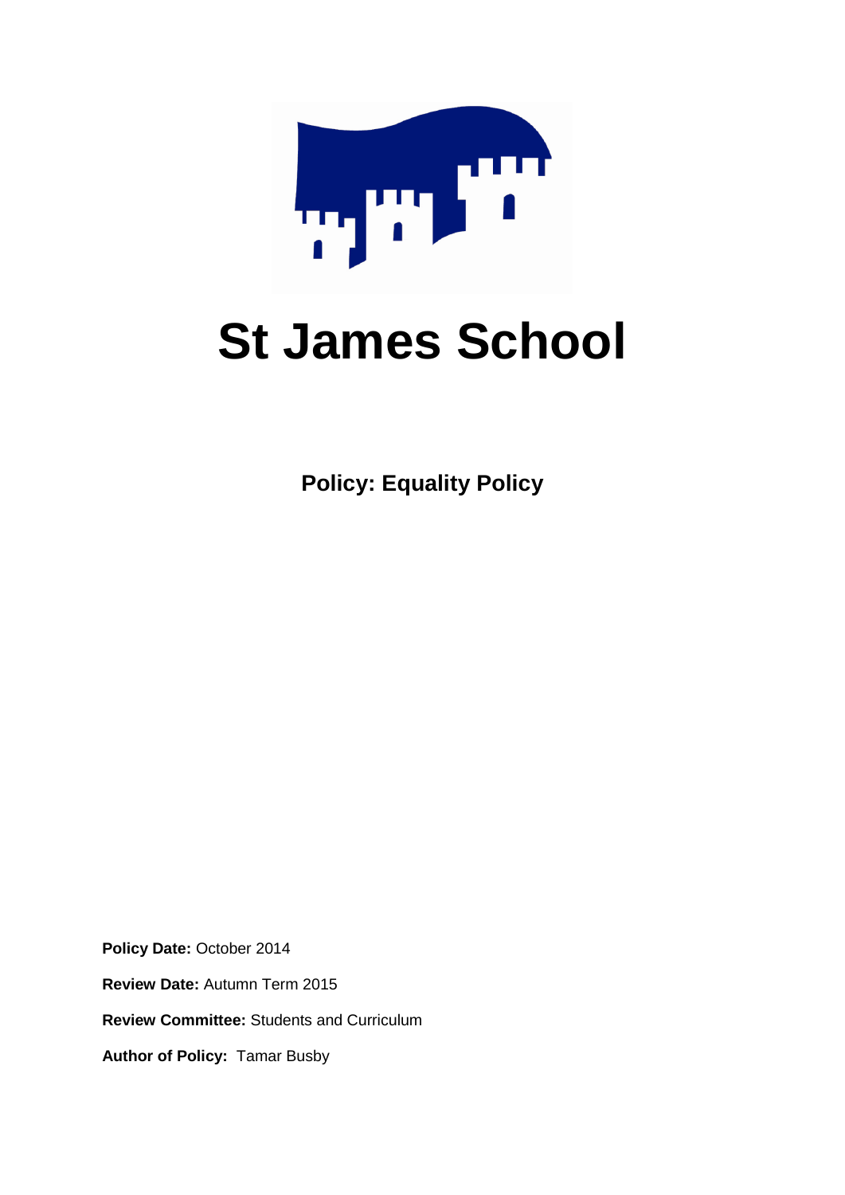# St James School

**Policy: Equality Policy**

**Policy Date:** October 2014

**Review Date:** Autumn Term 2015

**Review Committee:** Students and Curriculum

**Author of Policy:** Tamar Busby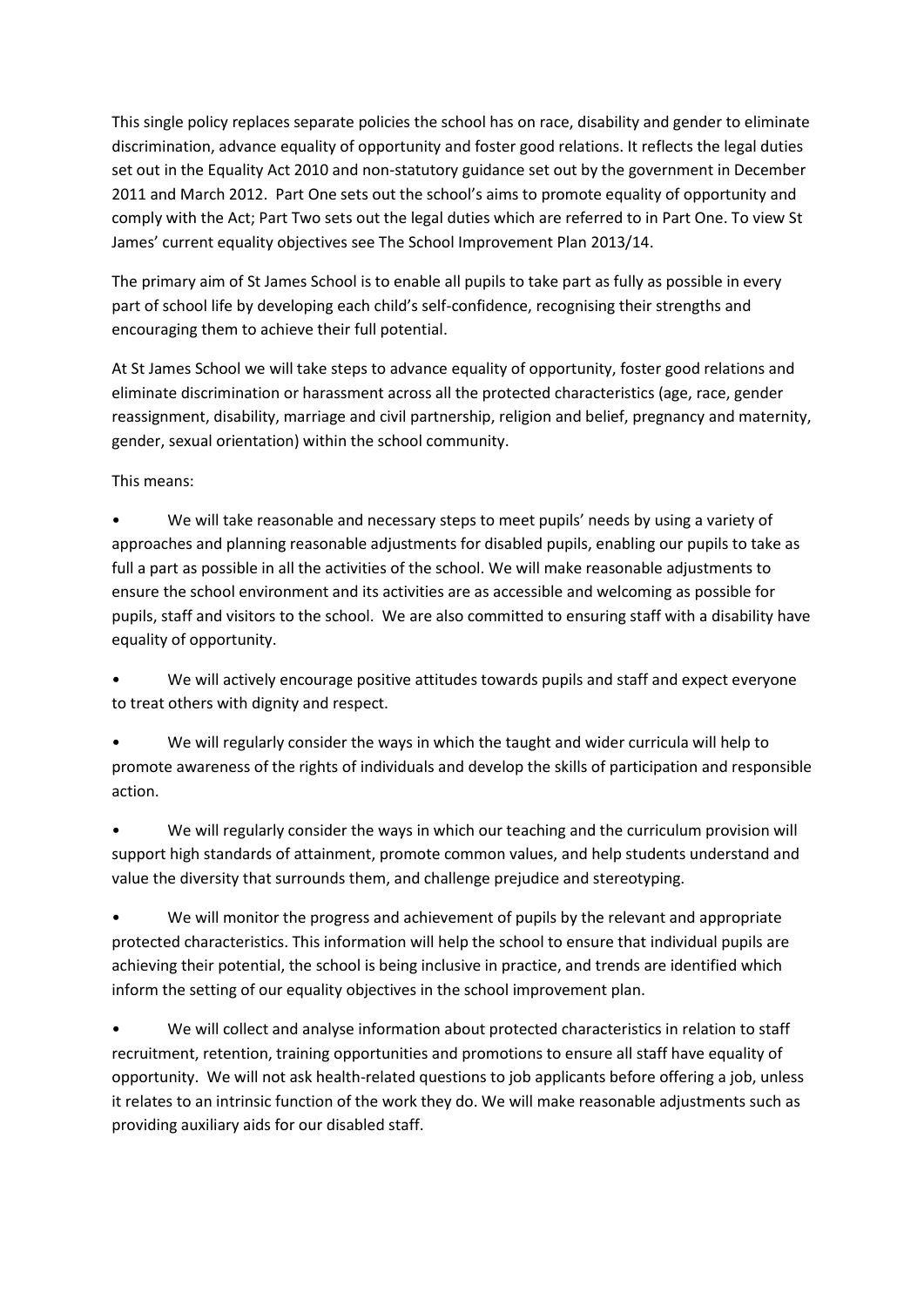This single policy replaces separate policies the school has on race, disability and gender to eliminate discrimination, advance equality of opportunity and foster good relations. It reflects the legal duties set out in the Equality Act 2010 and non-statutory guidance set out by the government in December 2011 and March 2012. Part One sets out the school's aims to promote equality of opportunity and comply with the Act; Part Two sets out the legal duties which are referred to in Part One. To view St James' current equality objectives see The School Improvement Plan 2013/14.

The primary aim of St James School is to enable all pupils to take part as fully as possible in every part of school life by developing each child's self-confidence, recognising their strengths and encouraging them to achieve their full potential.

At St James School we will take steps to advance equality of opportunity, foster good relations and eliminate discrimination or harassment across all the protected characteristics (age, race, gender reassignment, disability, marriage and civil partnership, religion and belief, pregnancy and maternity, gender, sexual orientation) within the school community.

This means:

- We will take reasonable and necessary steps to meet pupils' needs by using a variety of approaches and planning reasonable adjustments for disabled pupils, enabling our pupils to take as full a part as possible in all the activities of the school. We will make reasonable adjustments to ensure the school environment and its activities are as accessible and welcoming as possible for pupils, staff and visitors to the school. We are also committed to ensuring staff with a disability have equality of opportunity.
- We will actively encourage positive attitudes towards pupils and staff and expect everyone to treat others with dignity and respect.
- We will regularly consider the ways in which the taught and wider curricula will help to promote awareness of the rights of individuals and develop the skills of participation and responsible action.
- We will regularly consider the ways in which our teaching and the curriculum provision will support high standards of attainment, promote common values, and help students understand and value the diversity that surrounds them, and challenge prejudice and stereotyping.
- We will monitor the progress and achievement of pupils by the relevant and appropriate protected characteristics. This information will help the school to ensure that individual pupils are achieving their potential, the school is being inclusive in practice, and trends are identified which inform the setting of our equality objectives in the school improvement plan.
- We will collect and analyse information about protected characteristics in relation to staff recruitment, retention, training opportunities and promotions to ensure all staff have equality of opportunity. We will not ask health-related questions to job applicants before offering a job, unless it relates to an intrinsic function of the work they do. We will make reasonable adjustments such as providing auxiliary aids for our disabled staff.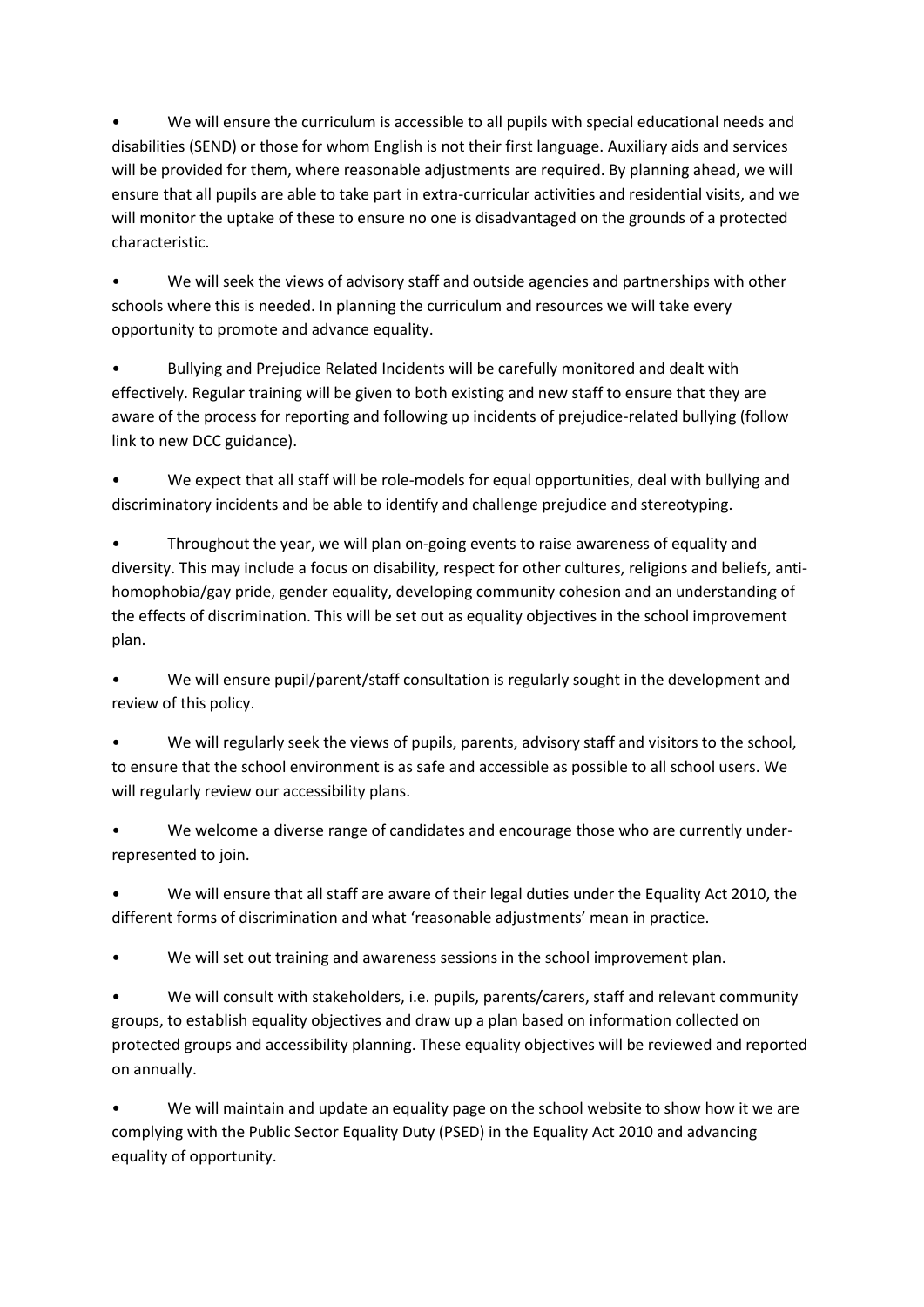- We will ensure the curriculum is accessible to all pupils with special educational needs and disabilities (SEND) or those for whom English is not their first language. Auxiliary aids and services will be provided for them, where reasonable adjustments are required. By planning ahead, we will ensure that all pupils are able to take part in extra-curricular activities and residential visits, and we will monitor the uptake of these to ensure no one is disadvantaged on the grounds of a protected characteristic.

- We will seek the views of advisory staff and outside agencies and partnerships with other schools where this is needed. In planning the curriculum and resources we will take every opportunity to promote and advance equality.

- Bullying and Prejudice Related Incidents will be carefully monitored and dealt with effectively. Regular training will be given to both existing and new staff to ensure that they are aware of the process for reporting and following up incidents of prejudice-related bullying (follow link to new DCC guidance).

- We expect that all staff will be role-models for equal opportunities, deal with bullying and discriminatory incidents and be able to identify and challenge prejudice and stereotyping.

- Throughout the year, we will plan on-going events to raise awareness of equality and diversity. This may include a focus on disability, respect for other cultures, religions and beliefs, anti-homophobia/gay pride, gender equality, developing community cohesion and an understanding of the effects of discrimination. This will be set out as equality objectives in the school improvement plan.

- We will ensure pupil/parent/staff consultation is regularly sought in the development and review of this policy.

- We will regularly seek the views of pupils, parents, advisory staff and visitors to the school, to ensure that the school environment is as safe and accessible as possible to all school users. We will regularly review our accessibility plans.

- We welcome a diverse range of candidates and encourage those who are currently under-represented to join.

- We will ensure that all staff are aware of their legal duties under the Equality Act 2010, the different forms of discrimination and what 'reasonable adjustments' mean in practice.

- We will set out training and awareness sessions in the school improvement plan.

- We will consult with stakeholders, i.e. pupils, parents/carers, staff and relevant community groups, to establish equality objectives and draw up a plan based on information collected on protected groups and accessibility planning. These equality objectives will be reviewed and reported on annually.

- We will maintain and update an equality page on the school website to show how it we are complying with the Public Sector Equality Duty (PSED) in the Equality Act 2010 and advancing equality of opportunity.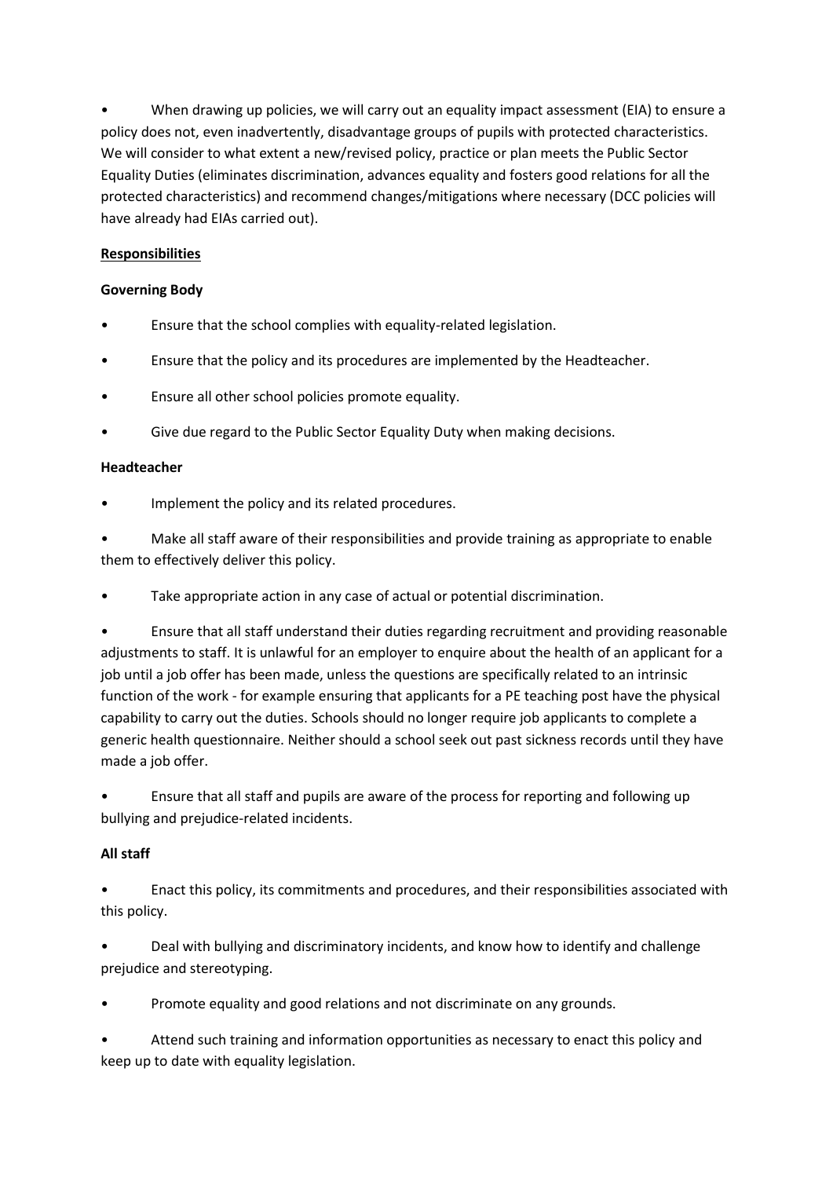- When drawing up policies, we will carry out an equality impact assessment (EIA) to ensure a policy does not, even inadvertently, disadvantage groups of pupils with protected characteristics. We will consider to what extent a new/revised policy, practice or plan meets the Public Sector Equality Duties (eliminates discrimination, advances equality and fosters good relations for all the protected characteristics) and recommend changes/mitigations where necessary (DCC policies will have already had EIAs carried out).

## Responsibilities

### Governing Body

- Ensure that the school complies with equality-related legislation.
- Ensure that the policy and its procedures are implemented by the Headteacher.
- Ensure all other school policies promote equality.
- Give due regard to the Public Sector Equality Duty when making decisions.

### Headteacher

- Implement the policy and its related procedures.
- Make all staff aware of their responsibilities and provide training as appropriate to enable them to effectively deliver this policy.
- Take appropriate action in any case of actual or potential discrimination.
- Ensure that all staff understand their duties regarding recruitment and providing reasonable adjustments to staff. It is unlawful for an employer to enquire about the health of an applicant for a job until a job offer has been made, unless the questions are specifically related to an intrinsic function of the work - for example ensuring that applicants for a PE teaching post have the physical capability to carry out the duties. Schools should no longer require job applicants to complete a generic health questionnaire. Neither should a school seek out past sickness records until they have made a job offer.
- Ensure that all staff and pupils are aware of the process for reporting and following up bullying and prejudice-related incidents.

### All staff

- Enact this policy, its commitments and procedures, and their responsibilities associated with this policy.
- Deal with bullying and discriminatory incidents, and know how to identify and challenge prejudice and stereotyping.
- Promote equality and good relations and not discriminate on any grounds.
- Attend such training and information opportunities as necessary to enact this policy and keep up to date with equality legislation.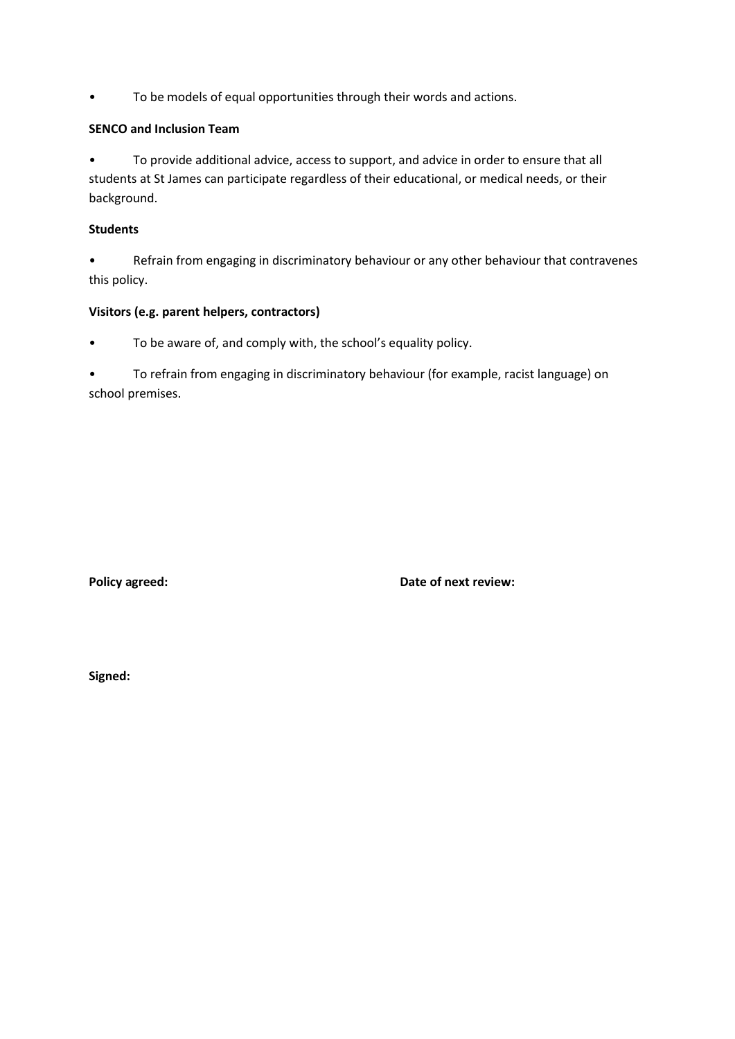- To be models of equal opportunities through their words and actions.

**SENCO and Inclusion Team**

- To provide additional advice, access to support, and advice in order to ensure that all students at St James can participate regardless of their educational, or medical needs, or their background.

**Students**

- Refrain from engaging in discriminatory behaviour or any other behaviour that contravenes this policy.

**Visitors (e.g. parent helpers, contractors)**

- To be aware of, and comply with, the school's equality policy.
- To refrain from engaging in discriminatory behaviour (for example, racist language) on school premises.

**Policy agreed:** **Date of next review:**

**Signed:**